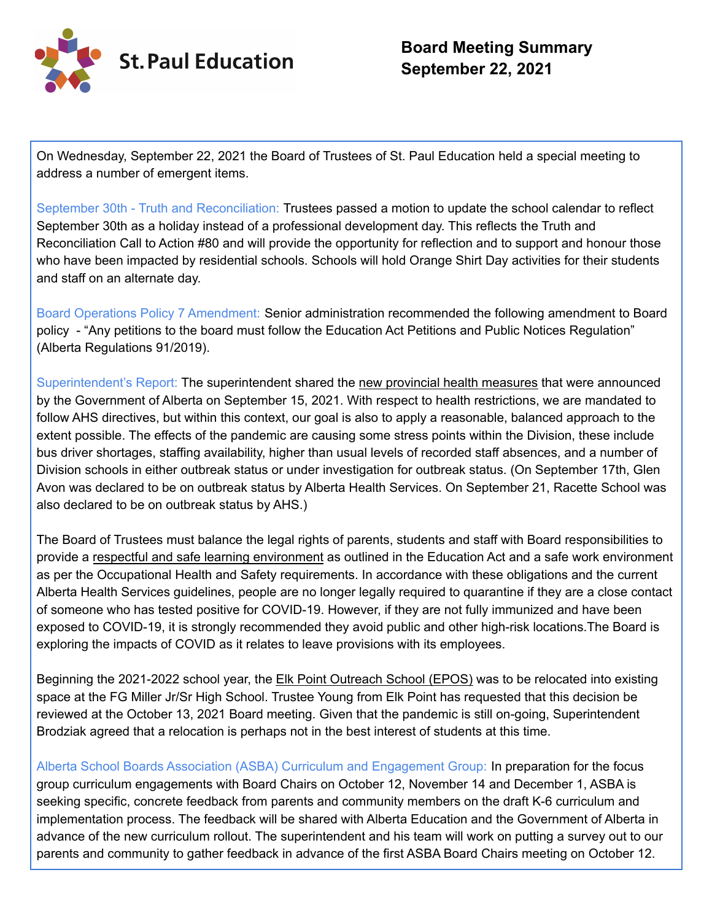St. Paul Education

# Board Meeting Summary
# September 22, 2021

On Wednesday, September 22, 2021 the Board of Trustees of St. Paul Education held a special meeting to address a number of emergent items.

**September 30th - Truth and Reconciliation:** Trustees passed a motion to update the school calendar to reflect September 30th as a holiday instead of a professional development day. This reflects the Truth and Reconciliation Call to Action #80 and will provide the opportunity for reflection and to support and honour those who have been impacted by residential schools. Schools will hold Orange Shirt Day activities for their students and staff on an alternate day.

**Board Operations Policy 7 Amendment:** Senior administration recommended the following amendment to Board policy - "Any petitions to the board must follow the Education Act Petitions and Public Notices Regulation" (Alberta Regulations 91/2019).

**Superintendent's Report:** The superintendent shared the new provincial health measures that were announced by the Government of Alberta on September 15, 2021. With respect to health restrictions, we are mandated to follow AHS directives, but within this context, our goal is also to apply a reasonable, balanced approach to the extent possible. The effects of the pandemic are causing some stress points within the Division, these include bus driver shortages, staffing availability, higher than usual levels of recorded staff absences, and a number of Division schools in either outbreak status or under investigation for outbreak status. (On September 17th, Glen Avon was declared to be on outbreak status by Alberta Health Services. On September 21, Racette School was also declared to be on outbreak status by AHS.)

The Board of Trustees must balance the legal rights of parents, students and staff with Board responsibilities to provide a respectful and safe learning environment as outlined in the Education Act and a safe work environment as per the Occupational Health and Safety requirements. In accordance with these obligations and the current Alberta Health Services guidelines, people are no longer legally required to quarantine if they are a close contact of someone who has tested positive for COVID-19. However, if they are not fully immunized and have been exposed to COVID-19, it is strongly recommended they avoid public and other high-risk locations.The Board is exploring the impacts of COVID as it relates to leave provisions with its employees.

Beginning the 2021-2022 school year, the Elk Point Outreach School (EPOS) was to be relocated into existing space at the FG Miller Jr/Sr High School. Trustee Young from Elk Point has requested that this decision be reviewed at the October 13, 2021 Board meeting. Given that the pandemic is still on-going, Superintendent Brodziak agreed that a relocation is perhaps not in the best interest of students at this time.

**Alberta School Boards Association (ASBA) Curriculum and Engagement Group:** In preparation for the focus group curriculum engagements with Board Chairs on October 12, November 14 and December 1, ASBA is seeking specific, concrete feedback from parents and community members on the draft K-6 curriculum and implementation process. The feedback will be shared with Alberta Education and the Government of Alberta in advance of the new curriculum rollout. The superintendent and his team will work on putting a survey out to our parents and community to gather feedback in advance of the first ASBA Board Chairs meeting on October 12.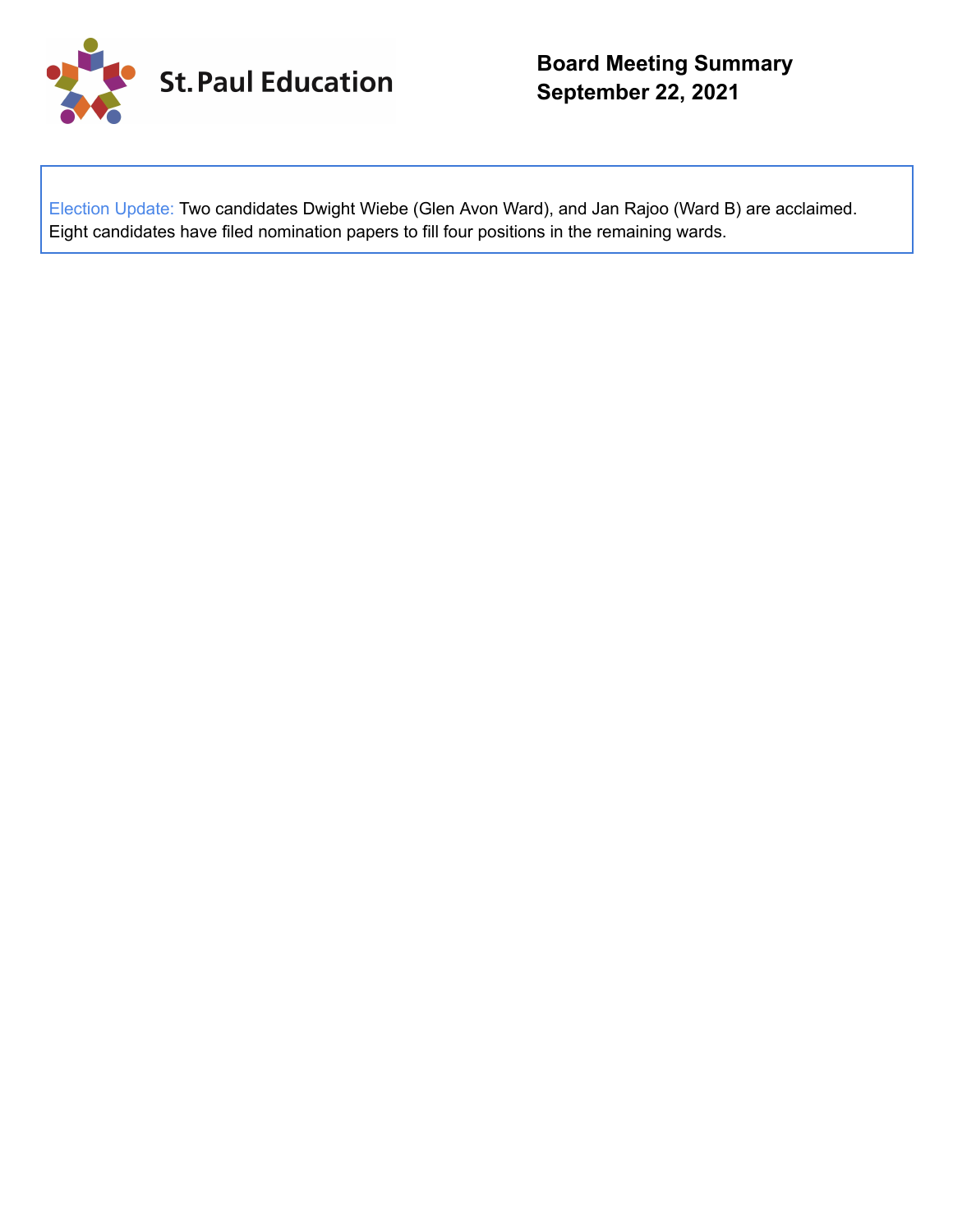St. Paul Education

**Board Meeting Summary**
**September 22, 2021**

Election Update: Two candidates Dwight Wiebe (Glen Avon Ward), and Jan Rajoo (Ward B) are acclaimed. Eight candidates have filed nomination papers to fill four positions in the remaining wards.